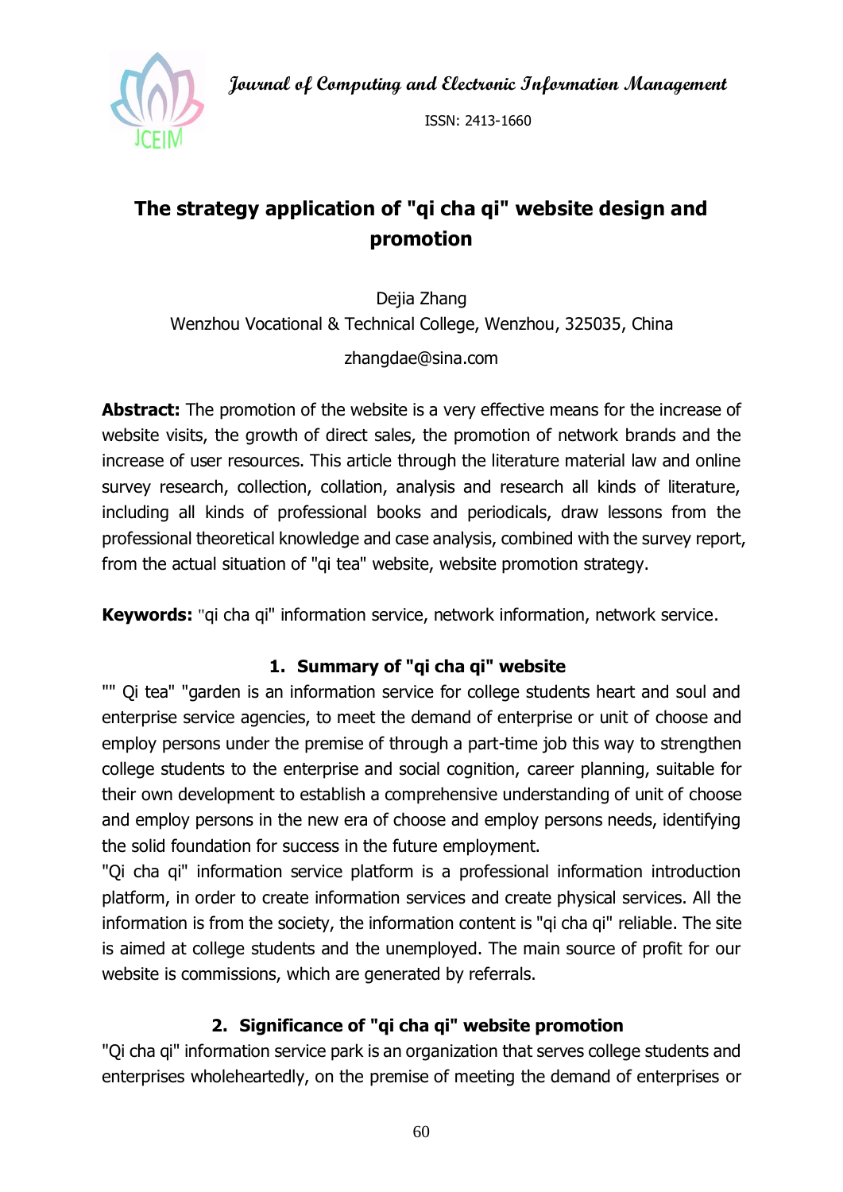# The strategy application of "qi cha qi" website design and promotion

Dejia Zhang

Wenzhou Vocational & Technical College, Wenzhou, 325035, China

zhangdae@sina.com

**Abstract:** The promotion of the website is a very effective means for the increase of website visits, the growth of direct sales, the promotion of network brands and the increase of user resources. This article through the literature material law and online survey research, collection, collation, analysis and research all kinds of literature, including all kinds of professional books and periodicals, draw lessons from the professional theoretical knowledge and case analysis, combined with the survey report, from the actual situation of "qi tea" website, website promotion strategy.

**Keywords:** "qi cha qi" information service, network information, network service.

## 1. Summary of "qi cha qi" website

"" Qi tea" "garden is an information service for college students heart and soul and enterprise service agencies, to meet the demand of enterprise or unit of choose and employ persons under the premise of through a part-time job this way to strengthen college students to the enterprise and social cognition, career planning, suitable for their own development to establish a comprehensive understanding of unit of choose and employ persons in the new era of choose and employ persons needs, identifying the solid foundation for success in the future employment.

"Qi cha qi" information service platform is a professional information introduction platform, in order to create information services and create physical services. All the information is from the society, the information content is "qi cha qi" reliable. The site is aimed at college students and the unemployed. The main source of profit for our website is commissions, which are generated by referrals.

## 2. Significance of "qi cha qi" website promotion

"Qi cha qi" information service park is an organization that serves college students and enterprises wholeheartedly, on the premise of meeting the demand of enterprises or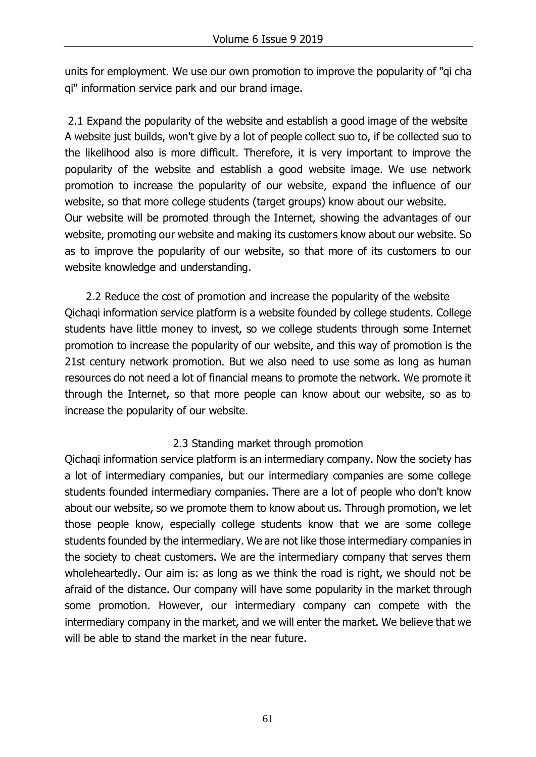units for employment. We use our own promotion to improve the popularity of "qi cha qi" information service park and our brand image.

### 2.1 Expand the popularity of the website and establish a good image of the website

A website just builds, won't give by a lot of people collect suo to, if be collected suo to the likelihood also is more difficult. Therefore, it is very important to improve the popularity of the website and establish a good website image. We use network promotion to increase the popularity of our website, expand the influence of our website, so that more college students (target groups) know about our website.

Our website will be promoted through the Internet, showing the advantages of our website, promoting our website and making its customers know about our website. So as to improve the popularity of our website, so that more of its customers to our website knowledge and understanding.

### 2.2 Reduce the cost of promotion and increase the popularity of the website

Qichaqi information service platform is a website founded by college students. College students have little money to invest, so we college students through some Internet promotion to increase the popularity of our website, and this way of promotion is the 21st century network promotion. But we also need to use some as long as human resources do not need a lot of financial means to promote the network. We promote it through the Internet, so that more people can know about our website, so as to increase the popularity of our website.

### 2.3 Standing market through promotion

Qichaqi information service platform is an intermediary company. Now the society has a lot of intermediary companies, but our intermediary companies are some college students founded intermediary companies. There are a lot of people who don't know about our website, so we promote them to know about us. Through promotion, we let those people know, especially college students know that we are some college students founded by the intermediary. We are not like those intermediary companies in the society to cheat customers. We are the intermediary company that serves them wholeheartedly. Our aim is: as long as we think the road is right, we should not be afraid of the distance. Our company will have some popularity in the market through some promotion. However, our intermediary company can compete with the intermediary company in the market, and we will enter the market. We believe that we will be able to stand the market in the near future.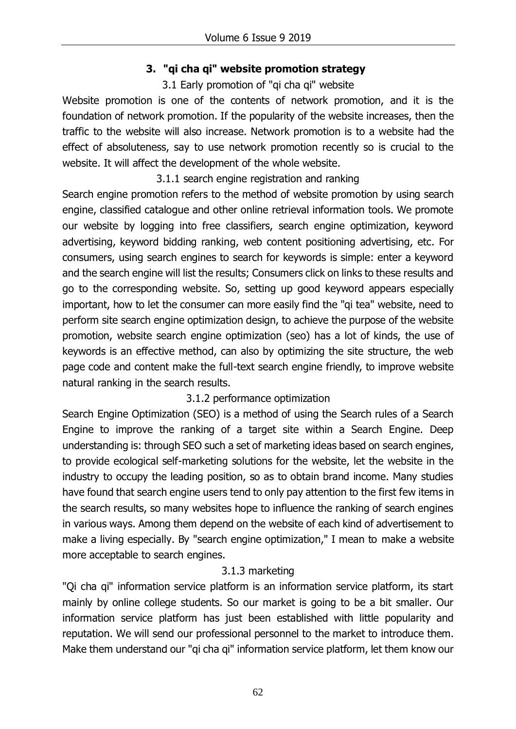## 3. "qi cha qi" website promotion strategy

### 3.1 Early promotion of "qi cha qi" website

Website promotion is one of the contents of network promotion, and it is the foundation of network promotion. If the popularity of the website increases, then the traffic to the website will also increase. Network promotion is to a website had the effect of absoluteness, say to use network promotion recently so is crucial to the website. It will affect the development of the whole website.

#### 3.1.1 search engine registration and ranking

Search engine promotion refers to the method of website promotion by using search engine, classified catalogue and other online retrieval information tools. We promote our website by logging into free classifiers, search engine optimization, keyword advertising, keyword bidding ranking, web content positioning advertising, etc. For consumers, using search engines to search for keywords is simple: enter a keyword and the search engine will list the results; Consumers click on links to these results and go to the corresponding website. So, setting up good keyword appears especially important, how to let the consumer can more easily find the "qi tea" website, need to perform site search engine optimization design, to achieve the purpose of the website promotion, website search engine optimization (seo) has a lot of kinds, the use of keywords is an effective method, can also by optimizing the site structure, the web page code and content make the full-text search engine friendly, to improve website natural ranking in the search results.

#### 3.1.2 performance optimization

Search Engine Optimization (SEO) is a method of using the Search rules of a Search Engine to improve the ranking of a target site within a Search Engine. Deep understanding is: through SEO such a set of marketing ideas based on search engines, to provide ecological self-marketing solutions for the website, let the website in the industry to occupy the leading position, so as to obtain brand income. Many studies have found that search engine users tend to only pay attention to the first few items in the search results, so many websites hope to influence the ranking of search engines in various ways. Among them depend on the website of each kind of advertisement to make a living especially. By "search engine optimization," I mean to make a website more acceptable to search engines.

#### 3.1.3 marketing

"Qi cha qi" information service platform is an information service platform, its start mainly by online college students. So our market is going to be a bit smaller. Our information service platform has just been established with little popularity and reputation. We will send our professional personnel to the market to introduce them. Make them understand our "qi cha qi" information service platform, let them know our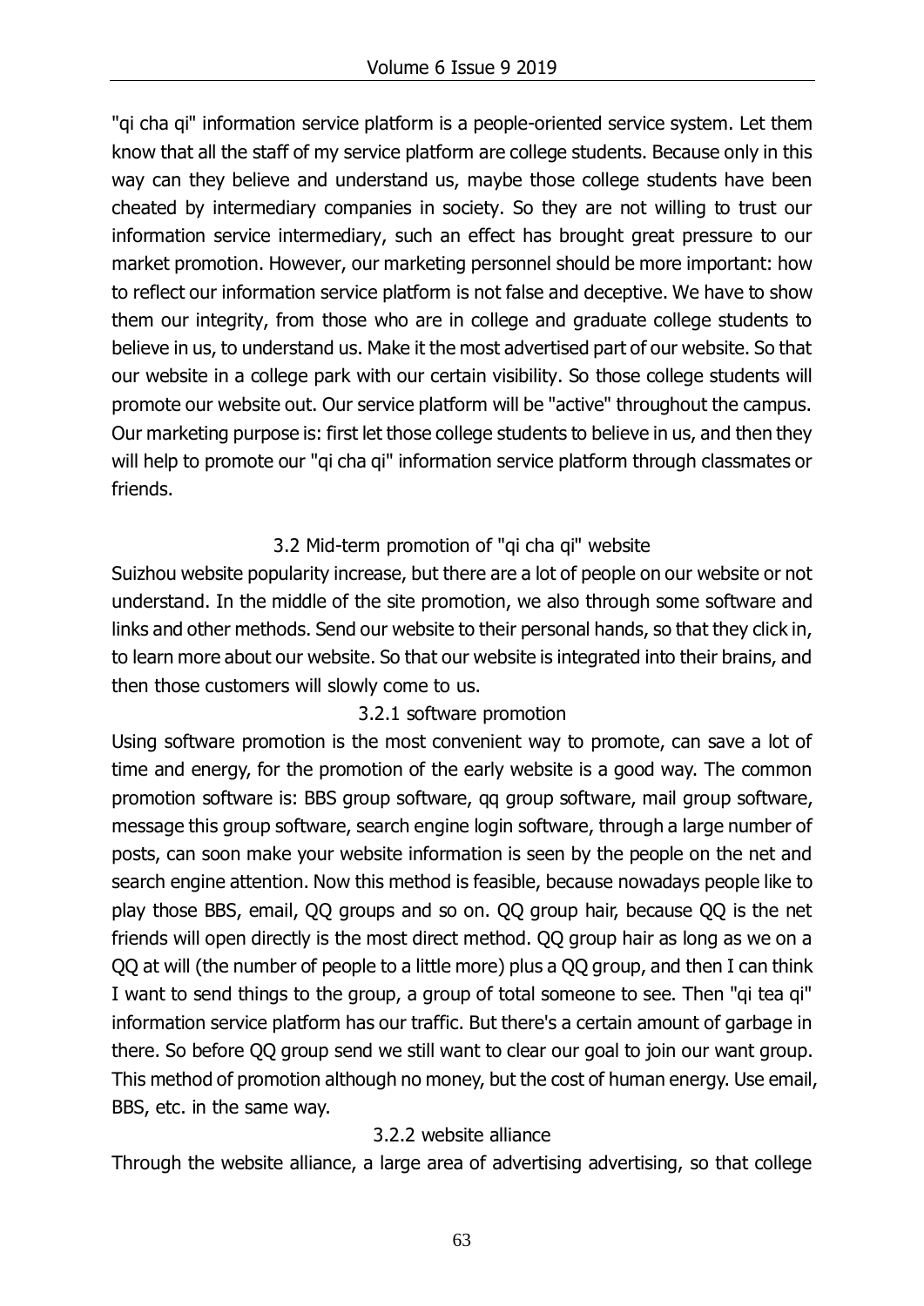"qi cha qi" information service platform is a people-oriented service system. Let them know that all the staff of my service platform are college students. Because only in this way can they believe and understand us, maybe those college students have been cheated by intermediary companies in society. So they are not willing to trust our information service intermediary, such an effect has brought great pressure to our market promotion. However, our marketing personnel should be more important: how to reflect our information service platform is not false and deceptive. We have to show them our integrity, from those who are in college and graduate college students to believe in us, to understand us. Make it the most advertised part of our website. So that our website in a college park with our certain visibility. So those college students will promote our website out. Our service platform will be "active" throughout the campus. Our marketing purpose is: first let those college students to believe in us, and then they will help to promote our "qi cha qi" information service platform through classmates or friends.

### 3.2 Mid-term promotion of "qi cha qi" website

Suizhou website popularity increase, but there are a lot of people on our website or not understand. In the middle of the site promotion, we also through some software and links and other methods. Send our website to their personal hands, so that they click in, to learn more about our website. So that our website is integrated into their brains, and then those customers will slowly come to us.

#### 3.2.1 software promotion

Using software promotion is the most convenient way to promote, can save a lot of time and energy, for the promotion of the early website is a good way. The common promotion software is: BBS group software, qq group software, mail group software, message this group software, search engine login software, through a large number of posts, can soon make your website information is seen by the people on the net and search engine attention. Now this method is feasible, because nowadays people like to play those BBS, email, QQ groups and so on. QQ group hair, because QQ is the net friends will open directly is the most direct method. QQ group hair as long as we on a QQ at will (the number of people to a little more) plus a QQ group, and then I can think I want to send things to the group, a group of total someone to see. Then "qi tea qi" information service platform has our traffic. But there's a certain amount of garbage in there. So before QQ group send we still want to clear our goal to join our want group. This method of promotion although no money, but the cost of human energy. Use email, BBS, etc. in the same way.

#### 3.2.2 website alliance

Through the website alliance, a large area of advertising advertising, so that college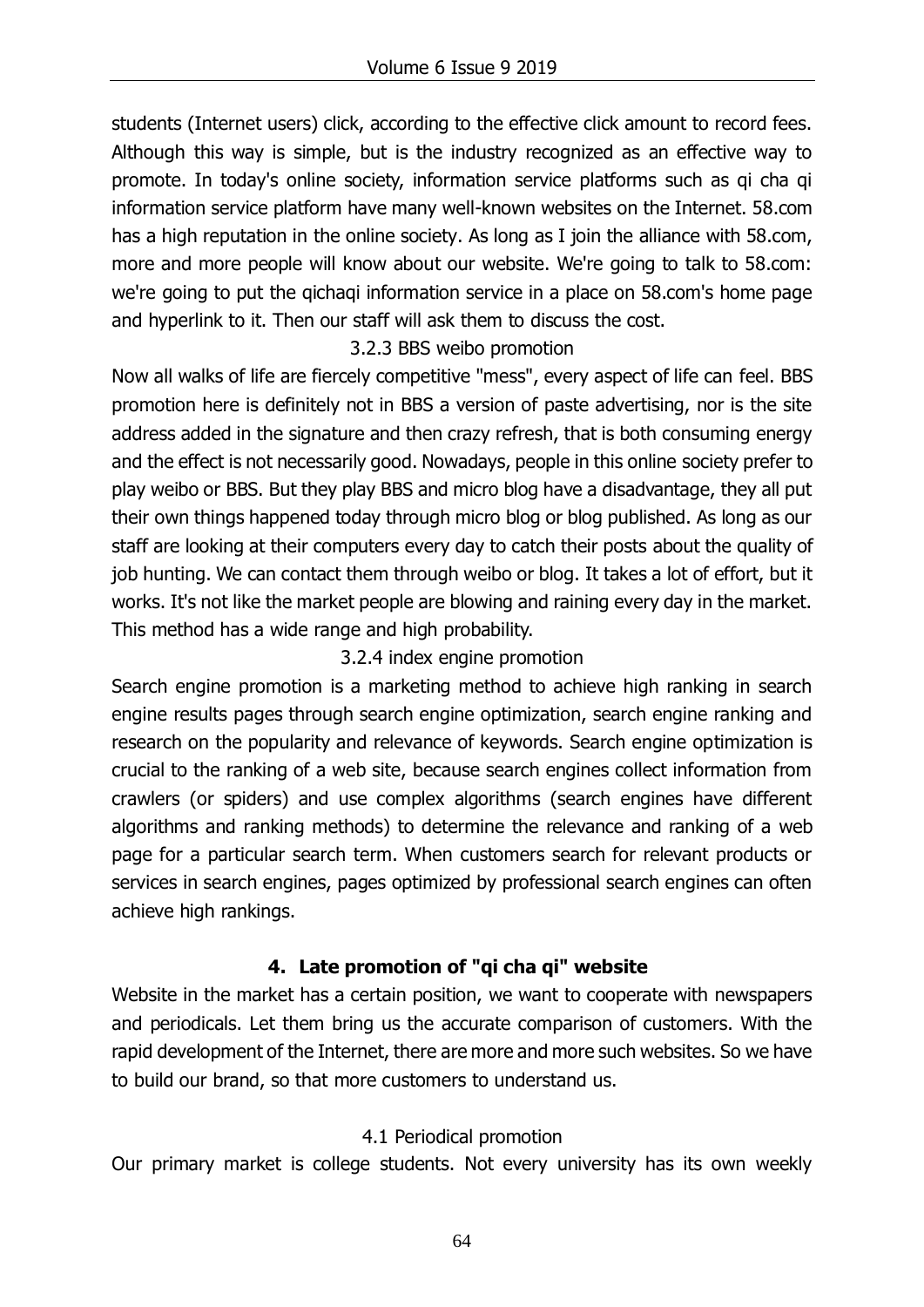students (Internet users) click, according to the effective click amount to record fees. Although this way is simple, but is the industry recognized as an effective way to promote. In today's online society, information service platforms such as qi cha qi information service platform have many well-known websites on the Internet. 58.com has a high reputation in the online society. As long as I join the alliance with 58.com, more and more people will know about our website. We're going to talk to 58.com: we're going to put the qichaqi information service in a place on 58.com's home page and hyperlink to it. Then our staff will ask them to discuss the cost.

#### 3.2.3 BBS weibo promotion

Now all walks of life are fiercely competitive "mess", every aspect of life can feel. BBS promotion here is definitely not in BBS a version of paste advertising, nor is the site address added in the signature and then crazy refresh, that is both consuming energy and the effect is not necessarily good. Nowadays, people in this online society prefer to play weibo or BBS. But they play BBS and micro blog have a disadvantage, they all put their own things happened today through micro blog or blog published. As long as our staff are looking at their computers every day to catch their posts about the quality of job hunting. We can contact them through weibo or blog. It takes a lot of effort, but it works. It's not like the market people are blowing and raining every day in the market. This method has a wide range and high probability.

#### 3.2.4 index engine promotion

Search engine promotion is a marketing method to achieve high ranking in search engine results pages through search engine optimization, search engine ranking and research on the popularity and relevance of keywords. Search engine optimization is crucial to the ranking of a web site, because search engines collect information from crawlers (or spiders) and use complex algorithms (search engines have different algorithms and ranking methods) to determine the relevance and ranking of a web page for a particular search term. When customers search for relevant products or services in search engines, pages optimized by professional search engines can often achieve high rankings.

## 4. Late promotion of "qi cha qi" website

Website in the market has a certain position, we want to cooperate with newspapers and periodicals. Let them bring us the accurate comparison of customers. With the rapid development of the Internet, there are more and more such websites. So we have to build our brand, so that more customers to understand us.

### 4.1 Periodical promotion

Our primary market is college students. Not every university has its own weekly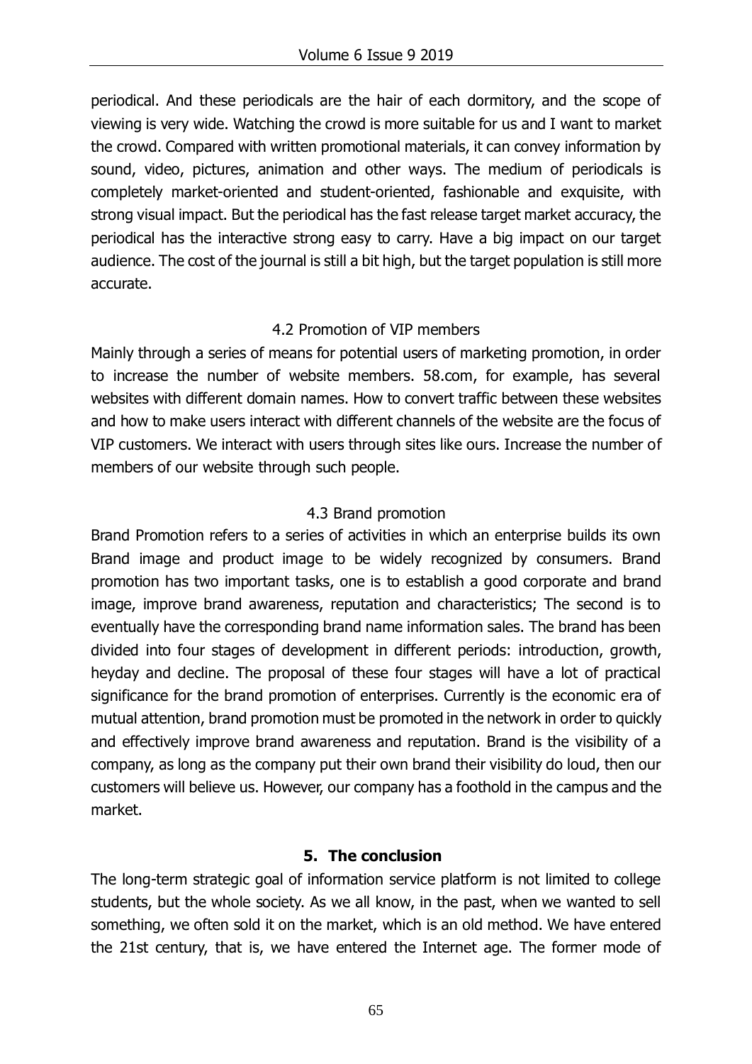periodical. And these periodicals are the hair of each dormitory, and the scope of viewing is very wide. Watching the crowd is more suitable for us and I want to market the crowd. Compared with written promotional materials, it can convey information by sound, video, pictures, animation and other ways. The medium of periodicals is completely market-oriented and student-oriented, fashionable and exquisite, with strong visual impact. But the periodical has the fast release target market accuracy, the periodical has the interactive strong easy to carry. Have a big impact on our target audience. The cost of the journal is still a bit high, but the target population is still more accurate.

### 4.2 Promotion of VIP members

Mainly through a series of means for potential users of marketing promotion, in order to increase the number of website members. 58.com, for example, has several websites with different domain names. How to convert traffic between these websites and how to make users interact with different channels of the website are the focus of VIP customers. We interact with users through sites like ours. Increase the number of members of our website through such people.

### 4.3 Brand promotion

Brand Promotion refers to a series of activities in which an enterprise builds its own Brand image and product image to be widely recognized by consumers. Brand promotion has two important tasks, one is to establish a good corporate and brand image, improve brand awareness, reputation and characteristics; The second is to eventually have the corresponding brand name information sales. The brand has been divided into four stages of development in different periods: introduction, growth, heyday and decline. The proposal of these four stages will have a lot of practical significance for the brand promotion of enterprises. Currently is the economic era of mutual attention, brand promotion must be promoted in the network in order to quickly and effectively improve brand awareness and reputation. Brand is the visibility of a company, as long as the company put their own brand their visibility do loud, then our customers will believe us. However, our company has a foothold in the campus and the market.

## 5. The conclusion

The long-term strategic goal of information service platform is not limited to college students, but the whole society. As we all know, in the past, when we wanted to sell something, we often sold it on the market, which is an old method. We have entered the 21st century, that is, we have entered the Internet age. The former mode of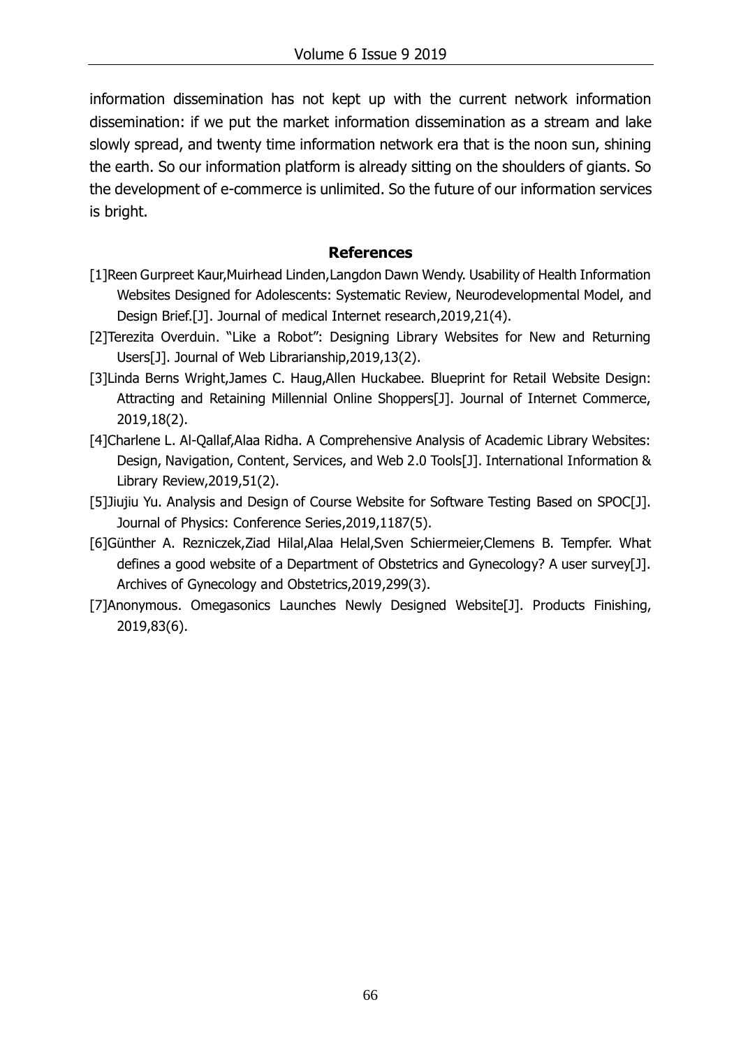information dissemination has not kept up with the current network information dissemination: if we put the market information dissemination as a stream and lake slowly spread, and twenty time information network era that is the noon sun, shining the earth. So our information platform is already sitting on the shoulders of giants. So the development of e-commerce is unlimited. So the future of our information services is bright.

## References

[1]Reen Gurpreet Kaur,Muirhead Linden,Langdon Dawn Wendy. Usability of Health Information Websites Designed for Adolescents: Systematic Review, Neurodevelopmental Model, and Design Brief.[J]. Journal of medical Internet research,2019,21(4).

[2]Terezita Overduin. "Like a Robot": Designing Library Websites for New and Returning Users[J]. Journal of Web Librarianship,2019,13(2).

[3]Linda Berns Wright,James C. Haug,Allen Huckabee. Blueprint for Retail Website Design: Attracting and Retaining Millennial Online Shoppers[J]. Journal of Internet Commerce, 2019,18(2).

[4]Charlene L. Al-Qallaf,Alaa Ridha. A Comprehensive Analysis of Academic Library Websites: Design, Navigation, Content, Services, and Web 2.0 Tools[J]. International Information & Library Review,2019,51(2).

[5]Jiujiu Yu. Analysis and Design of Course Website for Software Testing Based on SPOC[J]. Journal of Physics: Conference Series,2019,1187(5).

[6]Günther A. Rezniczek,Ziad Hilal,Alaa Helal,Sven Schiermeier,Clemens B. Tempfer. What defines a good website of a Department of Obstetrics and Gynecology? A user survey[J]. Archives of Gynecology and Obstetrics,2019,299(3).

[7]Anonymous. Omegasonics Launches Newly Designed Website[J]. Products Finishing, 2019,83(6).